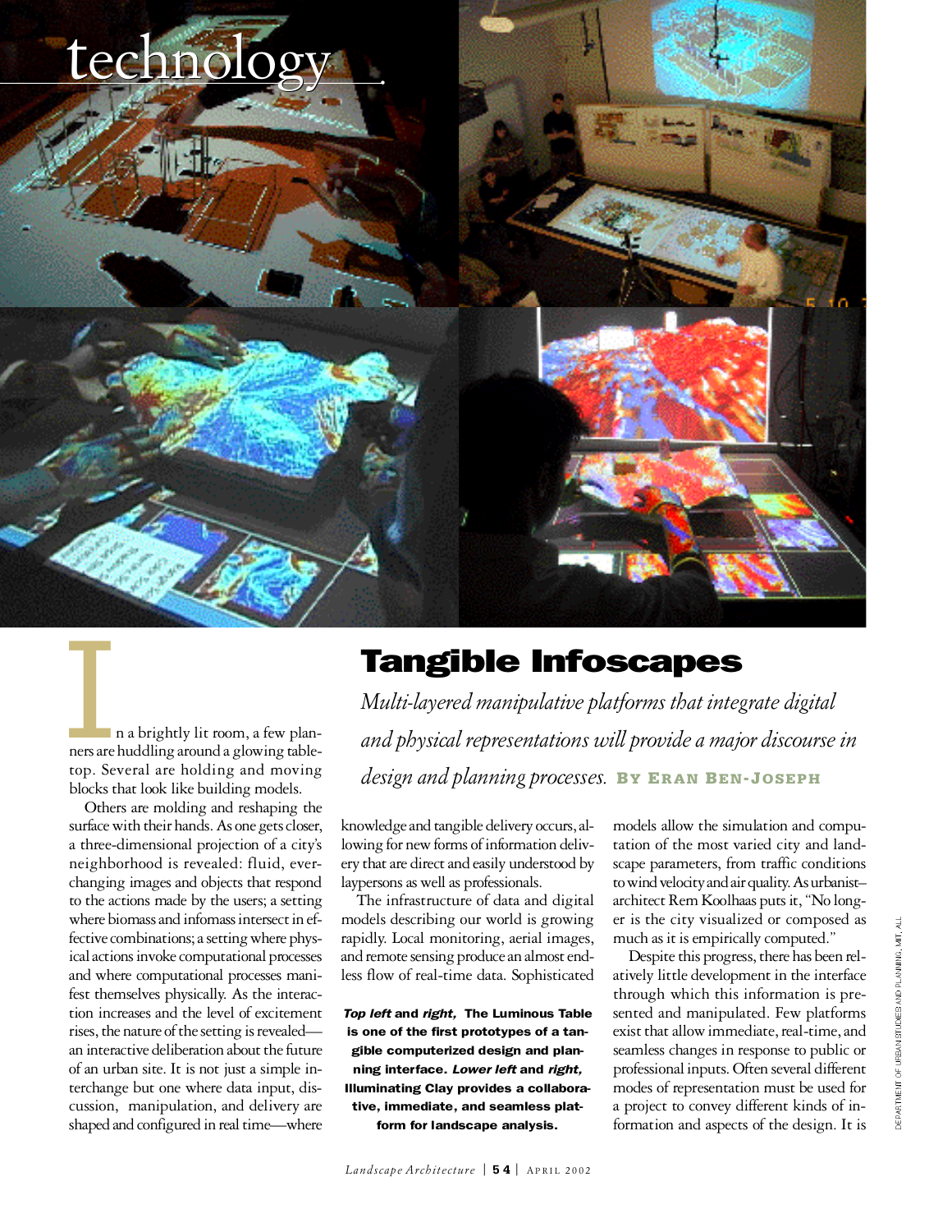# technology

## Tangible Infoscapes

*Multi-layered manipulative platforms that integrate digital and physical representations will provide a major discourse in design and planning processes.* **BY ERAN BEN-JOSEPH**

In a brightly lit room, a few planners are huddling around a glowing tabletop. Several are holding and moving blocks that look like building models.

Others are molding and reshaping the surface with their hands. As one gets closer, a three-dimensional projection of a city's neighborhood is revealed: fluid, ever-changing images and objects that respond to the actions made by the users; a setting where biomass and infomass intersect in effective combinations; a setting where physical actions invoke computational processes and where computational processes manifest themselves physically. As the interaction increases and the level of excitement rises, the nature of the setting is revealed—an interactive deliberation about the future of an urban site. It is not just a simple interchange but one where data input, discussion, manipulation, and delivery are shaped and configured in real time—where knowledge and tangible delivery occurs, allowing for new forms of information delivery that are direct and easily understood by laypersons as well as professionals.

The infrastructure of data and digital models describing our world is growing rapidly. Local monitoring, aerial images, and remote sensing produce an almost endless flow of real-time data. Sophisticated models allow the simulation and computation of the most varied city and landscape parameters, from traffic conditions to wind velocity and air quality. As urbanist–architect Rem Koolhaas puts it, "No longer is the city visualized or composed as much as it is empirically computed."

Despite this progress, there has been relatively little development in the interface through which this information is presented and manipulated. Few platforms exist that allow immediate, real-time, and seamless changes in response to public or professional inputs. Often several different modes of representation must be used for a project to convey different kinds of information and aspects of the design. It is

**_Top left_ and _right_, The Luminous Table is one of the first prototypes of a tangible computerized design and planning interface. _Lower left_ and _right_, Illuminating Clay provides a collaborative, immediate, and seamless platform for landscape analysis.**

DEPARTMENT OF URBAN STUDIES AND PLANNING, MIT, ALL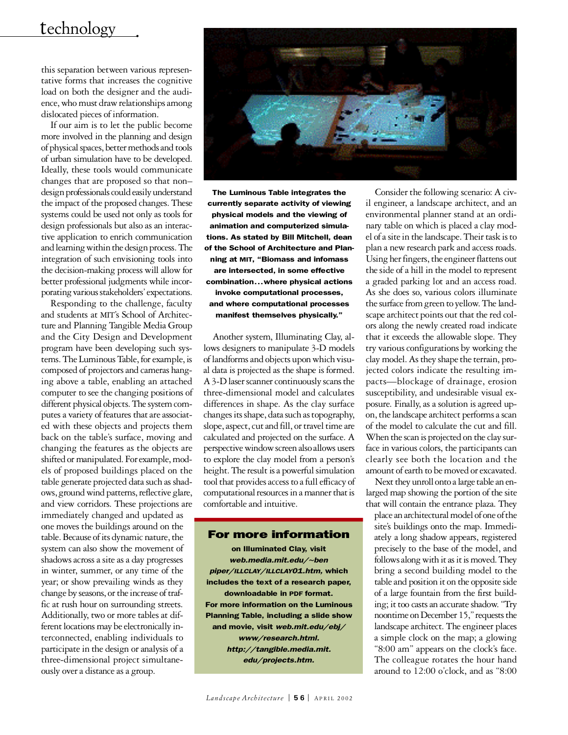this separation between various representative forms that increases the cognitive load on both the designer and the audience, who must draw relationships among dislocated pieces of information.

If our aim is to let the public become more involved in the planning and design of physical spaces, better methods and tools of urban simulation have to be developed. Ideally, these tools would communicate changes that are proposed so that non–design professionals could easily understand the impact of the proposed changes. These systems could be used not only as tools for design professionals but also as an interactive application to enrich communication and learning within the design process. The integration of such envisioning tools into the decision-making process will allow for better professional judgments while incorporating various stakeholders' expectations.

Responding to the challenge, faculty and students at MIT's School of Architecture and Planning Tangible Media Group and the City Design and Development program have been developing such systems. The Luminous Table, for example, is composed of projectors and cameras hanging above a table, enabling an attached computer to see the changing positions of different physical objects. The system computes a variety of features that are associated with these objects and projects them back on the table's surface, moving and changing the features as the objects are shifted or manipulated. For example, models of proposed buildings placed on the table generate projected data such as shadows, ground wind patterns, reflective glare, and view corridors. These projections are immediately changed and updated as one moves the buildings around on the table. Because of its dynamic nature, the system can also show the movement of shadows across a site as a day progresses in winter, summer, or any time of the year; or show prevailing winds as they change by seasons, or the increase of traffic at rush hour on surrounding streets. Additionally, two or more tables at different locations may be electronically interconnected, enabling individuals to participate in the design or analysis of a three-dimensional project simultaneously over a distance as a group.

**The Luminous Table integrates the currently separate activity of viewing physical models and the viewing of animation and computerized simulations. As stated by Bill Mitchell, dean of the School of Architecture and Planning at MIT, "Biomass and infomass are intersected, in some effective combination...where physical actions invoke computational processes, and where computational processes manifest themselves physically."**

Another system, Illuminating Clay, allows designers to manipulate 3-D models of landforms and objects upon which visual data is projected as the shape is formed. A 3-D laser scanner continuously scans the three-dimensional model and calculates differences in shape. As the clay surface changes its shape, data such as topography, slope, aspect, cut and fill, or travel time are calculated and projected on the surface. A perspective window screen also allows users to explore the clay model from a person's height. The result is a powerful simulation tool that provides access to a full efficacy of computational resources in a manner that is comfortable and intuitive.

> ## For more information
>
> **on Illuminated Clay, visit *web.media.mit.edu/~ben piper/ILLCLAY/ILLCLAY01.htm,* which includes the text of a research paper, downloadable in PDF format. For more information on the Luminous Planning Table, including a slide show and movie, visit *web.mit.edu/ebj/www/research.html. http://tangible.media.mit.edu/projects.htm.***

Consider the following scenario: A civil engineer, a landscape architect, and an environmental planner stand at an ordinary table on which is placed a clay model of a site in the landscape. Their task is to plan a new research park and access roads. Using her fingers, the engineer flattens out the side of a hill in the model to represent a graded parking lot and an access road. As she does so, various colors illuminate the surface from green to yellow. The landscape architect points out that the red colors along the newly created road indicate that it exceeds the allowable slope. They try various configurations by working the clay model. As they shape the terrain, projected colors indicate the resulting impacts—blockage of drainage, erosion susceptibility, and undesirable visual exposure. Finally, as a solution is agreed upon, the landscape architect performs a scan of the model to calculate the cut and fill. When the scan is projected on the clay surface in various colors, the participants can clearly see both the location and the amount of earth to be moved or excavated.

Next they unroll onto a large table an enlarged map showing the portion of the site that will contain the entrance plaza. They place an architectural model of one of the site's buildings onto the map. Immediately a long shadow appears, registered precisely to the base of the model, and follows along with it as it is moved. They bring a second building model to the table and position it on the opposite side of a large fountain from the first building; it too casts an accurate shadow. "Try noontime on December 15," requests the landscape architect. The engineer places a simple clock on the map; a glowing "8:00 am" appears on the clock's face. The colleague rotates the hour hand around to 12:00 o'clock, and as "8:00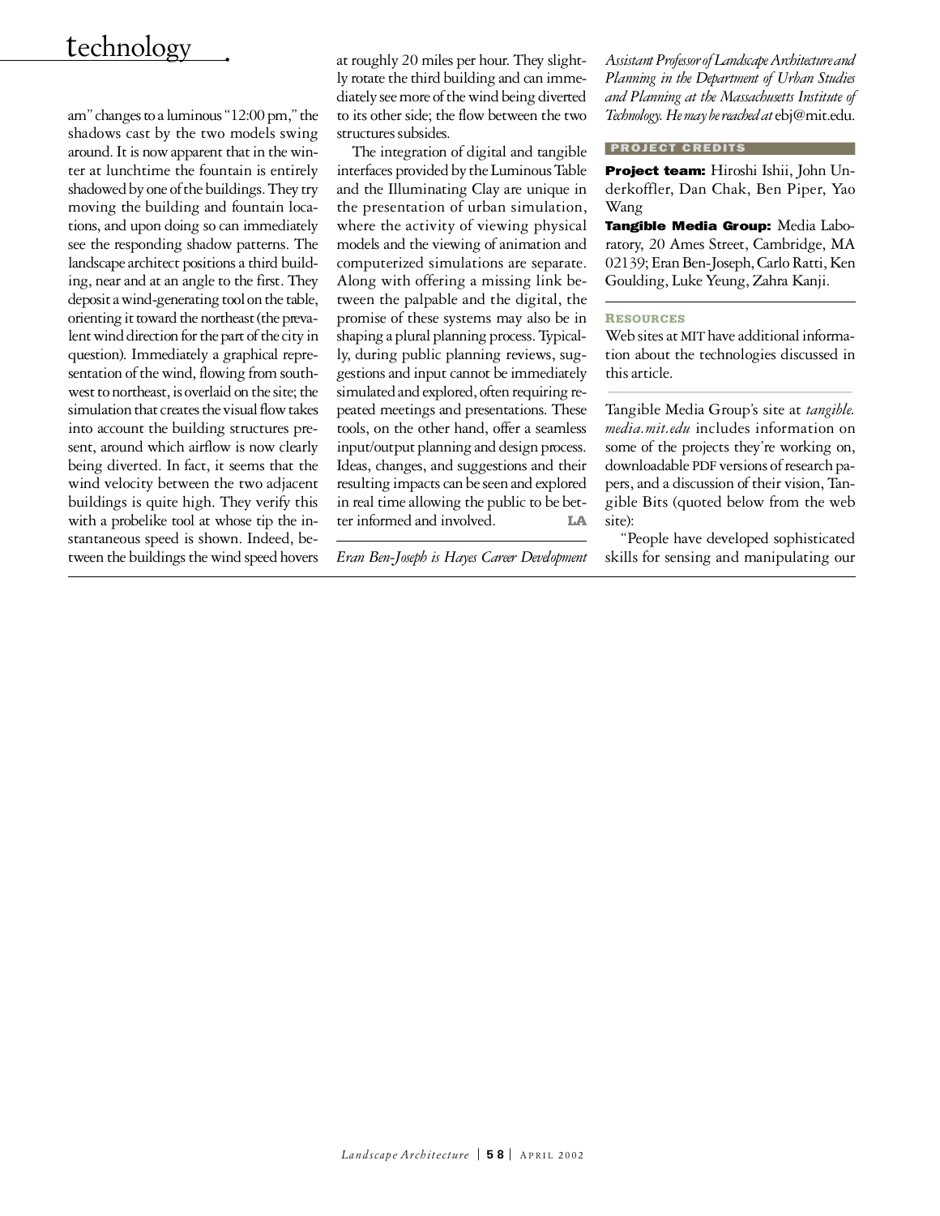am" changes to a luminous "12:00 pm," the shadows cast by the two models swing around. It is now apparent that in the winter at lunchtime the fountain is entirely shadowed by one of the buildings. They try moving the building and fountain locations, and upon doing so can immediately see the responding shadow patterns. The landscape architect positions a third building, near and at an angle to the first. They deposit a wind-generating tool on the table, orienting it toward the northeast (the prevalent wind direction for the part of the city in question). Immediately a graphical representation of the wind, flowing from southwest to northeast, is overlaid on the site; the simulation that creates the visual flow takes into account the building structures present, around which airflow is now clearly being diverted. In fact, it seems that the wind velocity between the two adjacent buildings is quite high. They verify this with a probelike tool at whose tip the instantaneous speed is shown. Indeed, between the buildings the wind speed hovers at roughly 20 miles per hour. They slightly rotate the third building and can immediately see more of the wind being diverted to its other side; the flow between the two structures subsides.

The integration of digital and tangible interfaces provided by the Luminous Table and the Illuminating Clay are unique in the presentation of urban simulation, where the activity of viewing physical models and the viewing of animation and computerized simulations are separate. Along with offering a missing link between the palpable and the digital, the promise of these systems may also be in shaping a plural planning process. Typically, during public planning reviews, suggestions and input cannot be immediately simulated and explored, often requiring repeated meetings and presentations. These tools, on the other hand, offer a seamless input/output planning and design process. Ideas, changes, and suggestions and their resulting impacts can be seen and explored in real time allowing the public to be better informed and involved. **LA**

---

*Eran Ben-Joseph is Hayes Career Development Assistant Professor of Landscape Architecture and Planning in the Department of Urban Studies and Planning at the Massachusetts Institute of Technology. He may be reached at* ebj@mit.edu.

### PROJECT CREDITS

**Project team:** Hiroshi Ishii, John Underkoffler, Dan Chak, Ben Piper, Yao Wang

**Tangible Media Group:** Media Laboratory, 20 Ames Street, Cambridge, MA 02139; Eran Ben-Joseph, Carlo Ratti, Ken Goulding, Luke Yeung, Zahra Kanji.

### RESOURCES

Web sites at MIT have additional information about the technologies discussed in this article.

Tangible Media Group's site at *tangible.media.mit.edu* includes information on some of the projects they're working on, downloadable PDF versions of research papers, and a discussion of their vision, Tangible Bits (quoted below from the web site):

"People have developed sophisticated skills for sensing and manipulating our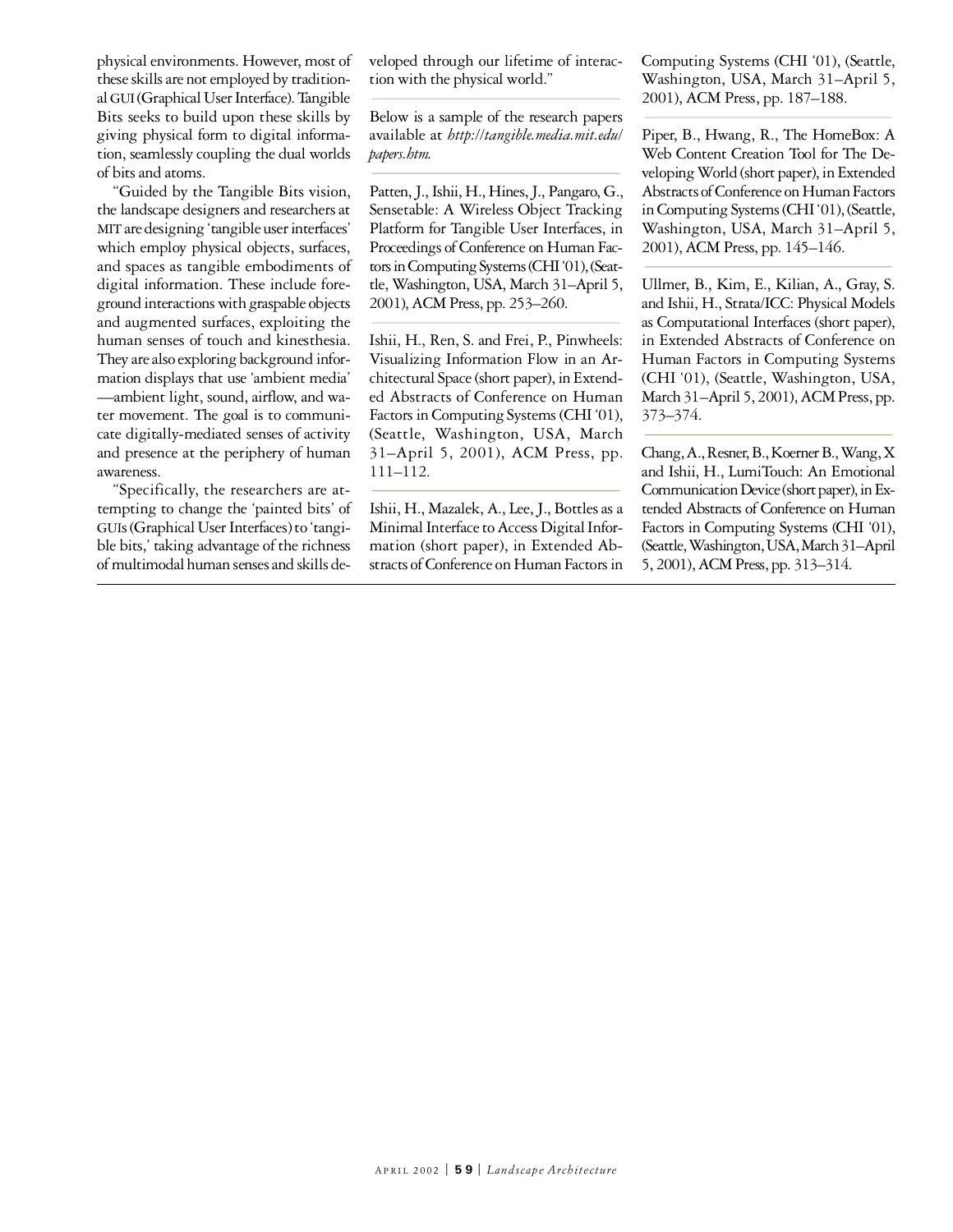physical environments. However, most of these skills are not employed by traditional GUI (Graphical User Interface). Tangible Bits seeks to build upon these skills by giving physical form to digital information, seamlessly coupling the dual worlds of bits and atoms.

"Guided by the Tangible Bits vision, the landscape designers and researchers at MIT are designing 'tangible user interfaces' which employ physical objects, surfaces, and spaces as tangible embodiments of digital information. These include foreground interactions with graspable objects and augmented surfaces, exploiting the human senses of touch and kinesthesia. They are also exploring background information displays that use 'ambient media' —ambient light, sound, airflow, and water movement. The goal is to communicate digitally-mediated senses of activity and presence at the periphery of human awareness.

"Specifically, the researchers are attempting to change the 'painted bits' of GUIs (Graphical User Interfaces) to 'tangible bits,' taking advantage of the richness of multimodal human senses and skills developed through our lifetime of interaction with the physical world."

---

Below is a sample of the research papers available at *http://tangible.media.mit.edu/papers.htm*.

---

Patten, J., Ishii, H., Hines, J., Pangaro, G., Sensetable: A Wireless Object Tracking Platform for Tangible User Interfaces, in Proceedings of Conference on Human Factors in Computing Systems (CHI '01), (Seattle, Washington, USA, March 31–April 5, 2001), ACM Press, pp. 253–260.

---

Ishii, H., Ren, S. and Frei, P., Pinwheels: Visualizing Information Flow in an Architectural Space (short paper), in Extended Abstracts of Conference on Human Factors in Computing Systems (CHI '01), (Seattle, Washington, USA, March 31–April 5, 2001), ACM Press, pp. 111–112.

---

Ishii, H., Mazalek, A., Lee, J., Bottles as a Minimal Interface to Access Digital Information (short paper), in Extended Abstracts of Conference on Human Factors in Computing Systems (CHI '01), (Seattle, Washington, USA, March 31–April 5, 2001), ACM Press, pp. 187–188.

---

Piper, B., Hwang, R., The HomeBox: A Web Content Creation Tool for The Developing World (short paper), in Extended Abstracts of Conference on Human Factors in Computing Systems (CHI '01), (Seattle, Washington, USA, March 31–April 5, 2001), ACM Press, pp. 145–146.

---

Ullmer, B., Kim, E., Kilian, A., Gray, S. and Ishii, H., Strata/ICC: Physical Models as Computational Interfaces (short paper), in Extended Abstracts of Conference on Human Factors in Computing Systems (CHI '01), (Seattle, Washington, USA, March 31–April 5, 2001), ACM Press, pp. 373–374.

---

Chang, A., Resner, B., Koerner B., Wang, X and Ishii, H., LumiTouch: An Emotional Communication Device (short paper), in Extended Abstracts of Conference on Human Factors in Computing Systems (CHI '01), (Seattle, Washington, USA, March 31–April 5, 2001), ACM Press, pp. 313–314.